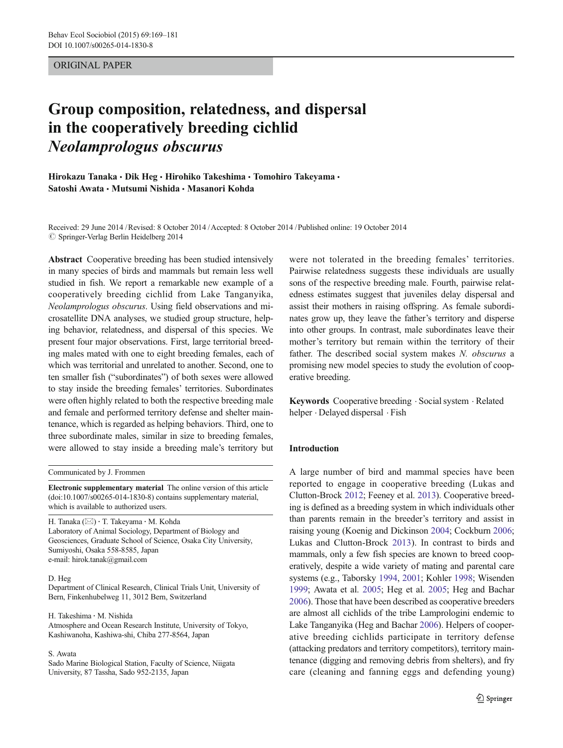ORIGINAL PAPER

# Group composition, relatedness, and dispersal in the cooperatively breeding cichlid *Neolamprologus obscurus*

**Hirokazu Tanaka · Dik Heg · Hirohiko Takeshima · Tomohiro Takeyama · Satoshi Awata · Mutsumi Nishida · Masanori Kohda**

Received: 29 June 2014 / Revised: 8 October 2014 / Accepted: 8 October 2014 / Published online: 19 October 2014
© Springer-Verlag Berlin Heidelberg 2014

**Abstract** Cooperative breeding has been studied intensively in many species of birds and mammals but remain less well studied in fish. We report a remarkable new example of a cooperatively breeding cichlid from Lake Tanganyika, *Neolamprologus obscurus*. Using field observations and microsatellite DNA analyses, we studied group structure, helping behavior, relatedness, and dispersal of this species. We present four major observations. First, large territorial breeding males mated with one to eight breeding females, each of which was territorial and unrelated to another. Second, one to ten smaller fish ("subordinates") of both sexes were allowed to stay inside the breeding females' territories. Subordinates were often highly related to both the respective breeding male and female and performed territory defense and shelter maintenance, which is regarded as helping behaviors. Third, one to three subordinate males, similar in size to breeding females, were allowed to stay inside a breeding male's territory but were not tolerated in the breeding females' territories. Pairwise relatedness suggests these individuals are usually sons of the respective breeding male. Fourth, pairwise relatedness estimates suggest that juveniles delay dispersal and assist their mothers in raising offspring. As female subordinates grow up, they leave the father's territory and disperse into other groups. In contrast, male subordinates leave their mother's territory but remain within the territory of their father. The described social system makes *N. obscurus* a promising new model species to study the evolution of cooperative breeding.

**Keywords** Cooperative breeding · Social system · Related helper · Delayed dispersal · Fish

Communicated by J. Frommen

**Electronic supplementary material** The online version of this article (doi:10.1007/s00265-014-1830-8) contains supplementary material, which is available to authorized users.

H. Tanaka (✉) · T. Takeyama · M. Kohda
Laboratory of Animal Sociology, Department of Biology and Geosciences, Graduate School of Science, Osaka City University, Sumiyoshi, Osaka 558-8585, Japan
e-mail: hirok.tanak@gmail.com

D. Heg
Department of Clinical Research, Clinical Trials Unit, University of Bern, Finkenhubelweg 11, 3012 Bern, Switzerland

H. Takeshima · M. Nishida
Atmosphere and Ocean Research Institute, University of Tokyo, Kashiwanoha, Kashiwa-shi, Chiba 277-8564, Japan

S. Awata
Sado Marine Biological Station, Faculty of Science, Niigata University, 87 Tassha, Sado 952-2135, Japan

## Introduction

A large number of bird and mammal species have been reported to engage in cooperative breeding (Lukas and Clutton-Brock 2012; Feeney et al. 2013). Cooperative breeding is defined as a breeding system in which individuals other than parents remain in the breeder's territory and assist in raising young (Koenig and Dickinson 2004; Cockburn 2006; Lukas and Clutton-Brock 2013). In contrast to birds and mammals, only a few fish species are known to breed cooperatively, despite a wide variety of mating and parental care systems (e.g., Taborsky 1994, 2001; Kohler 1998; Wisenden 1999; Awata et al. 2005; Heg et al. 2005; Heg and Bachar 2006). Those that have been described as cooperative breeders are almost all cichlids of the tribe Lamprologini endemic to Lake Tanganyika (Heg and Bachar 2006). Helpers of cooperative breeding cichlids participate in territory defense (attacking predators and territory competitors), territory maintenance (digging and removing debris from shelters), and fry care (cleaning and fanning eggs and defending young)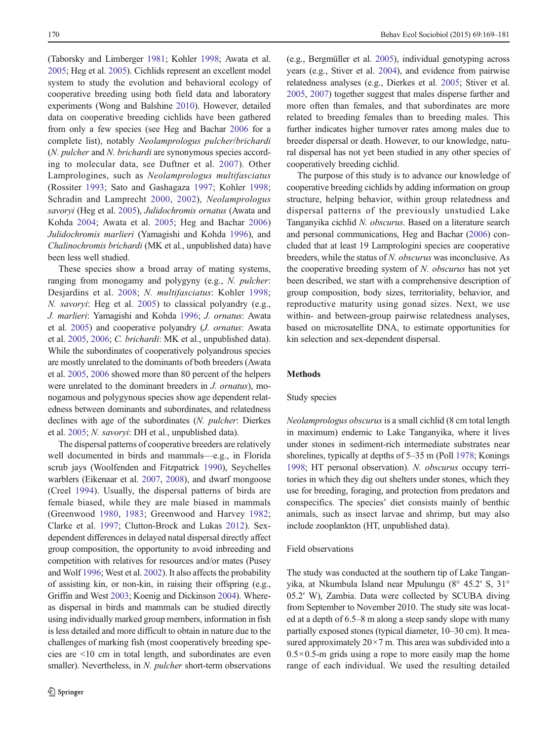(Taborsky and Limberger 1981; Kohler 1998; Awata et al. 2005; Heg et al. 2005). Cichlids represent an excellent model system to study the evolution and behavioral ecology of cooperative breeding using both field data and laboratory experiments (Wong and Balshine 2010). However, detailed data on cooperative breeding cichlids have been gathered from only a few species (see Heg and Bachar 2006 for a complete list), notably *Neolamprologus pulcher*/*brichardi* (*N. pulcher* and *N. brichardi* are synonymous species according to molecular data, see Duftner et al. 2007). Other Lamprologines, such as *Neolamprologus multifasciatus* (Rossiter 1993; Sato and Gashagaza 1997; Kohler 1998; Schradin and Lamprecht 2000, 2002), *Neolamprologus savoryi* (Heg et al. 2005), *Julidochromis ornatus* (Awata and Kohda 2004; Awata et al. 2005; Heg and Bachar 2006) *Julidochromis marlieri* (Yamagishi and Kohda 1996), and *Chalinochromis brichardi* (MK et al., unpublished data) have been less well studied.

These species show a broad array of mating systems, ranging from monogamy and polygyny (e.g., *N. pulcher*: Desjardins et al. 2008; *N. multifasciatus*: Kohler 1998; *N. savoryi*: Heg et al. 2005) to classical polyandry (e.g., *J. marlieri*: Yamagishi and Kohda 1996; *J. ornatus*: Awata et al. 2005) and cooperative polyandry (*J. ornatus*: Awata et al. 2005, 2006; *C. brichardi*: MK et al., unpublished data). While the subordinates of cooperatively polyandrous species are mostly unrelated to the dominants of both breeders (Awata et al. 2005, 2006 showed more than 80 percent of the helpers were unrelated to the dominant breeders in *J. ornatus*), monogamous and polygynous species show age dependent relatedness between dominants and subordinates, and relatedness declines with age of the subordinates (*N. pulcher*: Dierkes et al. 2005; *N. savoryi*: DH et al., unpublished data).

The dispersal patterns of cooperative breeders are relatively well documented in birds and mammals—e.g., in Florida scrub jays (Woolfenden and Fitzpatrick 1990), Seychelles warblers (Eikenaar et al. 2007, 2008), and dwarf mongoose (Creel 1994). Usually, the dispersal patterns of birds are female biased, while they are male biased in mammals (Greenwood 1980, 1983; Greenwood and Harvey 1982; Clarke et al. 1997; Clutton-Brock and Lukas 2012). Sex-dependent differences in delayed natal dispersal directly affect group composition, the opportunity to avoid inbreeding and competition with relatives for resources and/or mates (Pusey and Wolf 1996; West et al. 2002). It also affects the probability of assisting kin, or non-kin, in raising their offspring (e.g., Griffin and West 2003; Koenig and Dickinson 2004). Whereas dispersal in birds and mammals can be studied directly using individually marked group members, information in fish is less detailed and more difficult to obtain in nature due to the challenges of marking fish (most cooperatively breeding species are <10 cm in total length, and subordinates are even smaller). Nevertheless, in *N. pulcher* short-term observations (e.g., Bergmüller et al. 2005), individual genotyping across years (e.g., Stiver et al. 2004), and evidence from pairwise relatedness analyses (e.g., Dierkes et al. 2005; Stiver et al. 2005, 2007) together suggest that males disperse farther and more often than females, and that subordinates are more related to breeding females than to breeding males. This further indicates higher turnover rates among males due to breeder dispersal or death. However, to our knowledge, natural dispersal has not yet been studied in any other species of cooperatively breeding cichlid.

The purpose of this study is to advance our knowledge of cooperative breeding cichlids by adding information on group structure, helping behavior, within group relatedness and dispersal patterns of the previously unstudied Lake Tanganyika cichlid *N. obscurus*. Based on a literature search and personal communications, Heg and Bachar (2006) concluded that at least 19 Lamprologini species are cooperative breeders, while the status of *N. obscurus* was inconclusive. As the cooperative breeding system of *N. obscurus* has not yet been described, we start with a comprehensive description of group composition, body sizes, territoriality, behavior, and reproductive maturity using gonad sizes. Next, we use within- and between-group pairwise relatedness analyses, based on microsatellite DNA, to estimate opportunities for kin selection and sex-dependent dispersal.

## Methods

### Study species

*Neolamprologus obscurus* is a small cichlid (8 cm total length in maximum) endemic to Lake Tanganyika, where it lives under stones in sediment-rich intermediate substrates near shorelines, typically at depths of 5–35 m (Poll 1978; Konings 1998; HT personal observation). *N. obscurus* occupy territories in which they dig out shelters under stones, which they use for breeding, foraging, and protection from predators and conspecifics. The species' diet consists mainly of benthic animals, such as insect larvae and shrimp, but may also include zooplankton (HT, unpublished data).

### Field observations

The study was conducted at the southern tip of Lake Tanganyika, at Nkumbula Island near Mpulungu (8° 45.2′ S, 31° 05.2′ W), Zambia. Data were collected by SCUBA diving from September to November 2010. The study site was located at a depth of 6.5–8 m along a steep sandy slope with many partially exposed stones (typical diameter, 10–30 cm). It measured approximately 20×7 m. This area was subdivided into a 0.5×0.5-m grids using a rope to more easily map the home range of each individual. We used the resulting detailed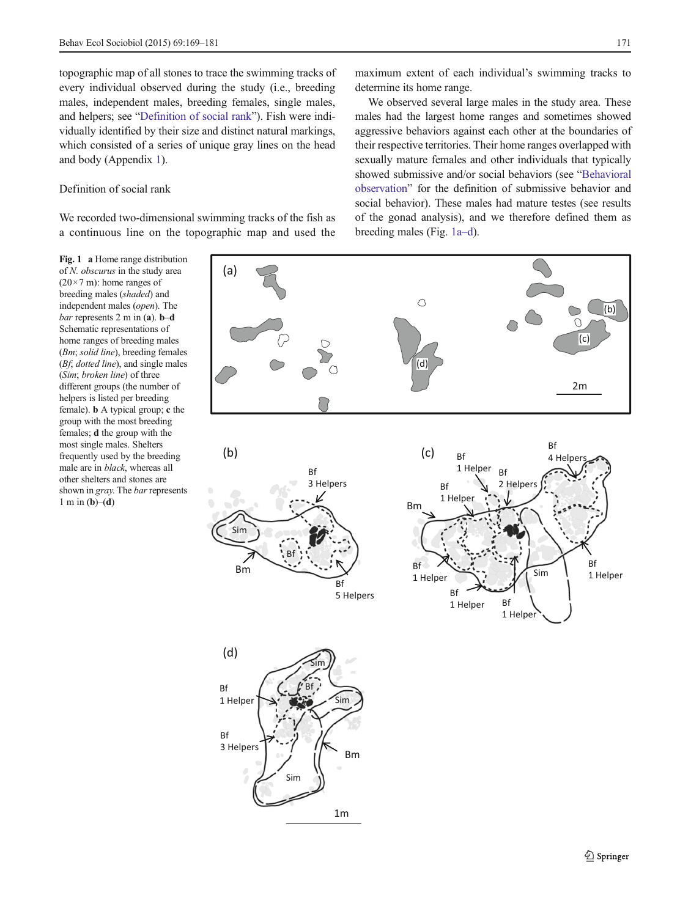topographic map of all stones to trace the swimming tracks of every individual observed during the study (i.e., breeding males, independent males, breeding females, single males, and helpers; see "Definition of social rank"). Fish were individually identified by their size and distinct natural markings, which consisted of a series of unique gray lines on the head and body (Appendix 1).

### Definition of social rank

We recorded two-dimensional swimming tracks of the fish as a continuous line on the topographic map and used the maximum extent of each individual's swimming tracks to determine its home range.

We observed several large males in the study area. These males had the largest home ranges and sometimes showed aggressive behaviors against each other at the boundaries of their respective territories. Their home ranges overlapped with sexually mature females and other individuals that typically showed submissive and/or social behaviors (see "Behavioral observation" for the definition of submissive behavior and social behavior). These males had mature testes (see results of the gonad analysis), and we therefore defined them as breeding males (Fig. 1a–d).

**Fig. 1** **a** Home range distribution of *N. obscurus* in the study area (20×7 m): home ranges of breeding males (*shaded*) and independent males (*open*). The *bar* represents 2 m in (**a**). **b**–**d** Schematic representations of home ranges of breeding males (*Bm*; *solid line*), breeding females (*Bf*; *dotted line*), and single males (*Sim*; *broken line*) of three different groups (the number of helpers is listed per breeding female). **b** A typical group; **c** the group with the most breeding females; **d** the group with the most single males. Shelters frequently used by the breeding male are in *black*, whereas all other shelters and stones are shown in *gray*. The *bar* represents 1 m in (**b**)–(**d**)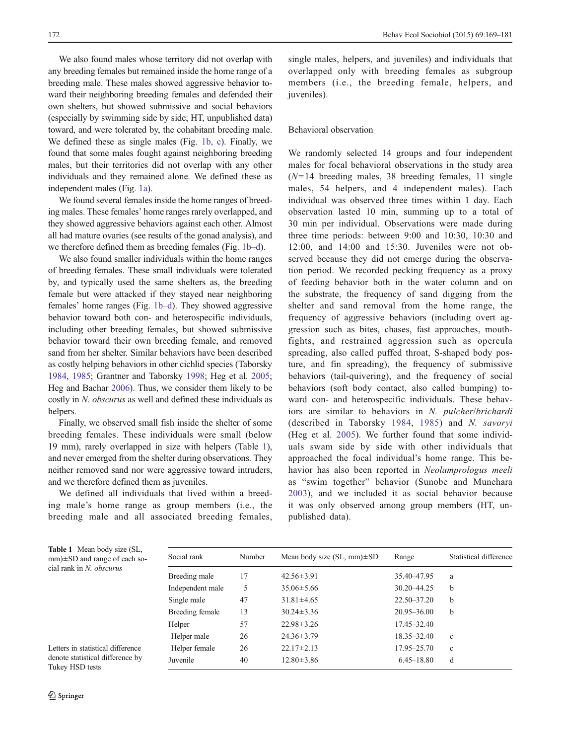We also found males whose territory did not overlap with any breeding females but remained inside the home range of a breeding male. These males showed aggressive behavior toward their neighboring breeding females and defended their own shelters, but showed submissive and social behaviors (especially by swimming side by side; HT, unpublished data) toward, and were tolerated by, the cohabitant breeding male. We defined these as single males (Fig. 1b, c). Finally, we found that some males fought against neighboring breeding males, but their territories did not overlap with any other individuals and they remained alone. We defined these as independent males (Fig. 1a).

We found several females inside the home ranges of breeding males. These females' home ranges rarely overlapped, and they showed aggressive behaviors against each other. Almost all had mature ovaries (see results of the gonad analysis), and we therefore defined them as breeding females (Fig. 1b–d).

We also found smaller individuals within the home ranges of breeding females. These small individuals were tolerated by, and typically used the same shelters as, the breeding female but were attacked if they stayed near neighboring females' home ranges (Fig. 1b–d). They showed aggressive behavior toward both con- and heterospecific individuals, including other breeding females, but showed submissive behavior toward their own breeding female, and removed sand from her shelter. Similar behaviors have been described as costly helping behaviors in other cichlid species (Taborsky 1984, 1985; Grantner and Taborsky 1998; Heg et al. 2005; Heg and Bachar 2006). Thus, we consider them likely to be costly in *N. obscurus* as well and defined these individuals as helpers.

Finally, we observed small fish inside the shelter of some breeding females. These individuals were small (below 19 mm), rarely overlapped in size with helpers (Table 1), and never emerged from the shelter during observations. They neither removed sand nor were aggressive toward intruders, and we therefore defined them as juveniles.

We defined all individuals that lived within a breeding male's home range as group members (i.e., the breeding male and all associated breeding females, single males, helpers, and juveniles) and individuals that overlapped only with breeding females as subgroup members (i.e., the breeding female, helpers, and juveniles).

### Behavioral observation

We randomly selected 14 groups and four independent males for focal behavioral observations in the study area ($N$=14 breeding males, 38 breeding females, 11 single males, 54 helpers, and 4 independent males). Each individual was observed three times within 1 day. Each observation lasted 10 min, summing up to a total of 30 min per individual. Observations were made during three time periods: between 9:00 and 10:30, 10:30 and 12:00, and 14:00 and 15:30. Juveniles were not observed because they did not emerge during the observation period. We recorded pecking frequency as a proxy of feeding behavior both in the water column and on the substrate, the frequency of sand digging from the shelter and sand removal from the home range, the frequency of aggressive behaviors (including overt aggression such as bites, chases, fast approaches, mouth-fights, and restrained aggression such as opercula spreading, also called puffed throat, S-shaped body posture, and fin spreading), the frequency of submissive behaviors (tail-quivering), and the frequency of social behaviors (soft body contact, also called bumping) toward con- and heterospecific individuals. These behaviors are similar to behaviors in *N. pulcher/brichardi* (described in Taborsky 1984, 1985) and *N. savoryi* (Heg et al. 2005). We further found that some individuals swam side by side with other individuals that approached the focal individual's home range. This behavior has also been reported in *Neolamprologus meeli* as "swim together" behavior (Sunobe and Munehara 2003), and we included it as social behavior because it was only observed among group members (HT, unpublished data).

**Table 1** Mean body size (SL, mm)±SD and range of each social rank in *N. obscurus*

| Social rank | Number | Mean body size (SL, mm)±SD | Range | Statistical difference |
|---|---|---|---|---|
| Breeding male | 17 | 42.56±3.91 | 35.40–47.95 | a |
| Independent male | 5 | 35.06±5.66 | 30.20–44.25 | b |
| Single male | 47 | 31.81±4.65 | 22.50–37.20 | b |
| Breeding female | 13 | 30.24±3.36 | 20.95–36.00 | b |
| Helper | 57 | 22.98±3.26 | 17.45–32.40 | |
| Helper male | 26 | 24.36±3.79 | 18.35–32.40 | c |
| Helper female | 26 | 22.17±2.13 | 17.95–25.70 | c |
| Juvenile | 40 | 12.80±3.86 | 6.45–18.80 | d |

Letters in statistical difference denote statistical difference by Tukey HSD tests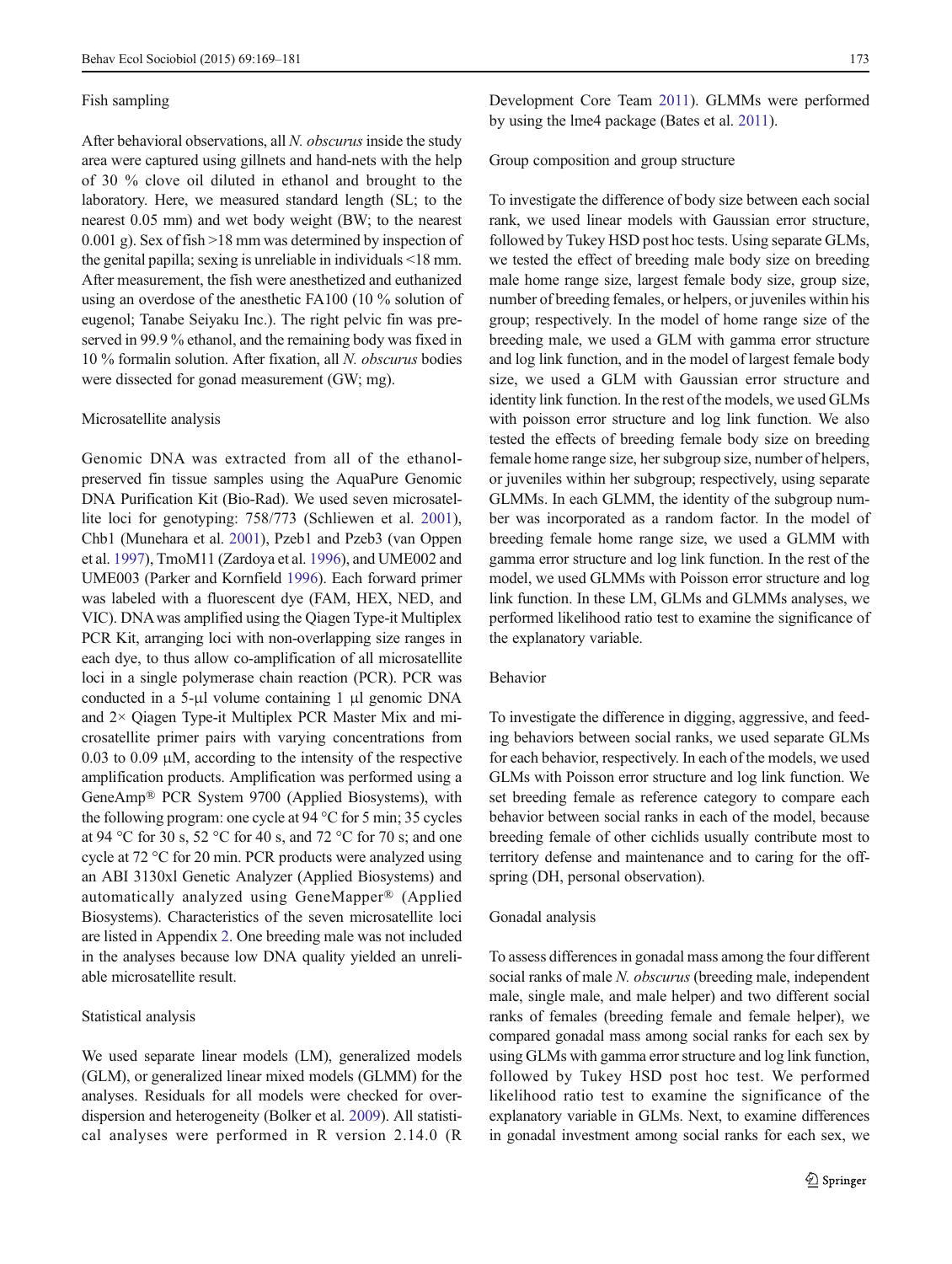### Fish sampling

After behavioral observations, all *N. obscurus* inside the study area were captured using gillnets and hand-nets with the help of 30 % clove oil diluted in ethanol and brought to the laboratory. Here, we measured standard length (SL; to the nearest 0.05 mm) and wet body weight (BW; to the nearest 0.001 g). Sex of fish >18 mm was determined by inspection of the genital papilla; sexing is unreliable in individuals <18 mm. After measurement, the fish were anesthetized and euthanized using an overdose of the anesthetic FA100 (10 % solution of eugenol; Tanabe Seiyaku Inc.). The right pelvic fin was preserved in 99.9 % ethanol, and the remaining body was fixed in 10 % formalin solution. After fixation, all *N. obscurus* bodies were dissected for gonad measurement (GW; mg).

### Microsatellite analysis

Genomic DNA was extracted from all of the ethanol-preserved fin tissue samples using the AquaPure Genomic DNA Purification Kit (Bio-Rad). We used seven microsatellite loci for genotyping: 758/773 (Schliewen et al. 2001), Chb1 (Munehara et al. 2001), Pzeb1 and Pzeb3 (van Oppen et al. 1997), TmoM11 (Zardoya et al. 1996), and UME002 and UME003 (Parker and Kornfield 1996). Each forward primer was labeled with a fluorescent dye (FAM, HEX, NED, and VIC). DNA was amplified using the Qiagen Type-it Multiplex PCR Kit, arranging loci with non-overlapping size ranges in each dye, to thus allow co-amplification of all microsatellite loci in a single polymerase chain reaction (PCR). PCR was conducted in a 5-μl volume containing 1 μl genomic DNA and 2× Qiagen Type-it Multiplex PCR Master Mix and microsatellite primer pairs with varying concentrations from 0.03 to 0.09 μM, according to the intensity of the respective amplification products. Amplification was performed using a GeneAmp® PCR System 9700 (Applied Biosystems), with the following program: one cycle at 94 °C for 5 min; 35 cycles at 94 °C for 30 s, 52 °C for 40 s, and 72 °C for 70 s; and one cycle at 72 °C for 20 min. PCR products were analyzed using an ABI 3130xl Genetic Analyzer (Applied Biosystems) and automatically analyzed using GeneMapper® (Applied Biosystems). Characteristics of the seven microsatellite loci are listed in Appendix 2. One breeding male was not included in the analyses because low DNA quality yielded an unreliable microsatellite result.

### Statistical analysis

We used separate linear models (LM), generalized models (GLM), or generalized linear mixed models (GLMM) for the analyses. Residuals for all models were checked for overdispersion and heterogeneity (Bolker et al. 2009). All statistical analyses were performed in R version 2.14.0 (R Development Core Team 2011). GLMMs were performed by using the lme4 package (Bates et al. 2011).

#### Group composition and group structure

To investigate the difference of body size between each social rank, we used linear models with Gaussian error structure, followed by Tukey HSD post hoc tests. Using separate GLMs, we tested the effect of breeding male body size on breeding male home range size, largest female body size, group size, number of breeding females, or helpers, or juveniles within his group; respectively. In the model of home range size of the breeding male, we used a GLM with gamma error structure and log link function, and in the model of largest female body size, we used a GLM with Gaussian error structure and identity link function. In the rest of the models, we used GLMs with poisson error structure and log link function. We also tested the effects of breeding female body size on breeding female home range size, her subgroup size, number of helpers, or juveniles within her subgroup; respectively, using separate GLMMs. In each GLMM, the identity of the subgroup number was incorporated as a random factor. In the model of breeding female home range size, we used a GLMM with gamma error structure and log link function. In the rest of the model, we used GLMMs with Poisson error structure and log link function. In these LM, GLMs and GLMMs analyses, we performed likelihood ratio test to examine the significance of the explanatory variable.

#### Behavior

To investigate the difference in digging, aggressive, and feeding behaviors between social ranks, we used separate GLMs for each behavior, respectively. In each of the models, we used GLMs with Poisson error structure and log link function. We set breeding female as reference category to compare each behavior between social ranks in each of the model, because breeding female of other cichlids usually contribute most to territory defense and maintenance and to caring for the offspring (DH, personal observation).

#### Gonadal analysis

To assess differences in gonadal mass among the four different social ranks of male *N. obscurus* (breeding male, independent male, single male, and male helper) and two different social ranks of females (breeding female and female helper), we compared gonadal mass among social ranks for each sex by using GLMs with gamma error structure and log link function, followed by Tukey HSD post hoc test. We performed likelihood ratio test to examine the significance of the explanatory variable in GLMs. Next, to examine differences in gonadal investment among social ranks for each sex, we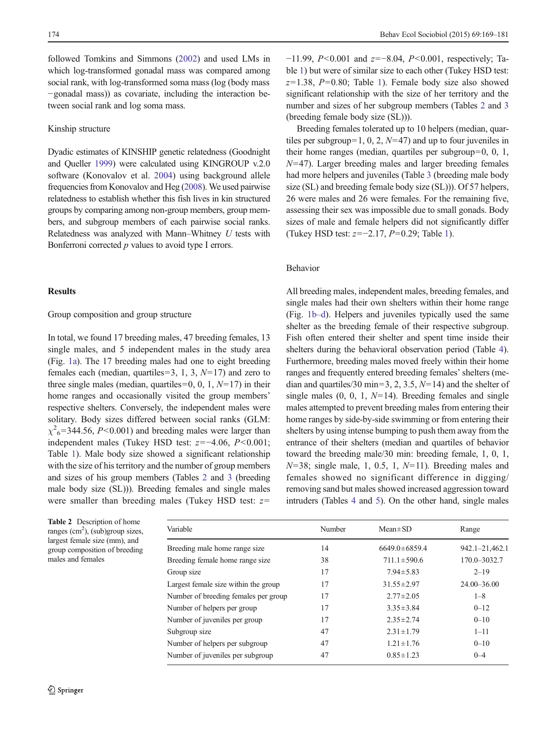followed Tomkins and Simmons (2002) and used LMs in which log-transformed gonadal mass was compared among social rank, with log-transformed soma mass (log (body mass −gonadal mass)) as covariate, including the interaction between social rank and log soma mass.

### Kinship structure

Dyadic estimates of KINSHIP genetic relatedness (Goodnight and Queller 1999) were calculated using KINGROUP v.2.0 software (Konovalov et al. 2004) using background allele frequencies from Konovalov and Heg (2008). We used pairwise relatedness to establish whether this fish lives in kin structured groups by comparing among non-group members, group members, and subgroup members of each pairwise social ranks. Relatedness was analyzed with Mann–Whitney *U* tests with Bonferroni corrected *p* values to avoid type I errors.

## Results

### Group composition and group structure

In total, we found 17 breeding males, 47 breeding females, 13 single males, and 5 independent males in the study area (Fig. 1a). The 17 breeding males had one to eight breeding females each (median, quartiles=3, 1, 3, $N$=17) and zero to three single males (median, quartiles=0, 0, 1, $N$=17) in their home ranges and occasionally visited the group members' respective shelters. Conversely, the independent males were solitary. Body sizes differed between social ranks (GLM: $\chi^2_6$=344.56, $P$<0.001) and breeding males were larger than independent males (Tukey HSD test: $z$=−4.06, $P$<0.001; Table 1). Male body size showed a significant relationship with the size of his territory and the number of group members and sizes of his group members (Tables 2 and 3 (breeding male body size (SL))). Breeding females and single males were smaller than breeding males (Tukey HSD test: $z$= −11.99, $P$<0.001 and $z$=−8.04, $P$<0.001, respectively; Table 1) but were of similar size to each other (Tukey HSD test: $z$=1.38, $P$=0.80; Table 1). Female body size also showed significant relationship with the size of her territory and the number and sizes of her subgroup members (Tables 2 and 3 (breeding female body size (SL))).

Breeding females tolerated up to 10 helpers (median, quartiles per subgroup=1, 0, 2, $N$=47) and up to four juveniles in their home ranges (median, quartiles per subgroup=0, 0, 1, $N$=47). Larger breeding males and larger breeding females had more helpers and juveniles (Table 3 (breeding male body size (SL) and breeding female body size (SL))). Of 57 helpers, 26 were males and 26 were females. For the remaining five, assessing their sex was impossible due to small gonads. Body sizes of male and female helpers did not significantly differ (Tukey HSD test: $z$=−2.17, $P$=0.29; Table 1).

### Behavior

All breeding males, independent males, breeding females, and single males had their own shelters within their home range (Fig. 1b–d). Helpers and juveniles typically used the same shelter as the breeding female of their respective subgroup. Fish often entered their shelter and spent time inside their shelters during the behavioral observation period (Table 4). Furthermore, breeding males moved freely within their home ranges and frequently entered breeding females' shelters (median and quartiles/30 min=3, 2, 3.5, $N$=14) and the shelter of single males (0, 0, 1, $N$=14). Breeding females and single males attempted to prevent breeding males from entering their home ranges by side-by-side swimming or from entering their shelters by using intense bumping to push them away from the entrance of their shelters (median and quartiles of behavior toward the breeding male/30 min: breeding female, 1, 0, 1, $N$=38; single male, 1, 0.5, 1, $N$=11). Breeding males and females showed no significant difference in digging/removing sand but males showed increased aggression toward intruders (Tables 4 and 5). On the other hand, single males

**Table 2** Description of home ranges (cm$^2$), (sub)group sizes, largest female size (mm), and group composition of breeding males and females

| Variable | Number | Mean±SD | Range |
|---|---|---|---|
| Breeding male home range size | 14 | 6649.0±6859.4 | 942.1–21,462.1 |
| Breeding female home range size | 38 | 711.1±590.6 | 170.0–3032.7 |
| Group size | 17 | 7.94±5.83 | 2–19 |
| Largest female size within the group | 17 | 31.55±2.97 | 24.00–36.00 |
| Number of breeding females per group | 17 | 2.77±2.05 | 1–8 |
| Number of helpers per group | 17 | 3.35±3.84 | 0–12 |
| Number of juveniles per group | 17 | 2.35±2.74 | 0–10 |
| Subgroup size | 47 | 2.31±1.79 | 1–11 |
| Number of helpers per subgroup | 47 | 1.21±1.76 | 0–10 |
| Number of juveniles per subgroup | 47 | 0.85±1.23 | 0–4 |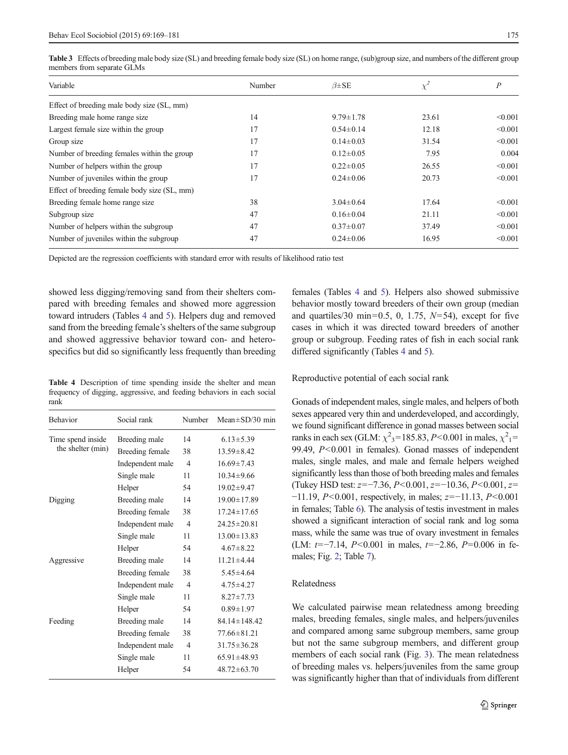**Table 3** Effects of breeding male body size (SL) and breeding female body size (SL) on home range, (sub)group size, and numbers of the different group members from separate GLMs

| Variable | Number | $\beta$±SE | $\chi^2$ | $P$ |
|---|---|---|---|---|
| Effect of breeding male body size (SL, mm) | | | | |
| Breeding male home range size | 14 | 9.79±1.78 | 23.61 | <0.001 |
| Largest female size within the group | 17 | 0.54±0.14 | 12.18 | <0.001 |
| Group size | 17 | 0.14±0.03 | 31.54 | <0.001 |
| Number of breeding females within the group | 17 | 0.12±0.05 | 7.95 | 0.004 |
| Number of helpers within the group | 17 | 0.22±0.05 | 26.55 | <0.001 |
| Number of juveniles within the group | 17 | 0.24±0.06 | 20.73 | <0.001 |
| Effect of breeding female body size (SL, mm) | | | | |
| Breeding female home range size | 38 | 3.04±0.64 | 17.64 | <0.001 |
| Subgroup size | 47 | 0.16±0.04 | 21.11 | <0.001 |
| Number of helpers within the subgroup | 47 | 0.37±0.07 | 37.49 | <0.001 |
| Number of juveniles within the subgroup | 47 | 0.24±0.06 | 16.95 | <0.001 |

Depicted are the regression coefficients with standard error with results of likelihood ratio test

showed less digging/removing sand from their shelters compared with breeding females and showed more aggression toward intruders (Tables 4 and 5). Helpers dug and removed sand from the breeding female's shelters of the same subgroup and showed aggressive behavior toward con- and heterospecifics but did so significantly less frequently than breeding females (Tables 4 and 5). Helpers also showed submissive behavior mostly toward breeders of their own group (median and quartiles/30 min=0.5, 0, 1.75, $N$=54), except for five cases in which it was directed toward breeders of another group or subgroup. Feeding rates of fish in each social rank differed significantly (Tables 4 and 5).

**Table 4** Description of time spending inside the shelter and mean frequency of digging, aggressive, and feeding behaviors in each social rank

| Behavior | Social rank | Number | Mean±SD/30 min |
|---|---|---|---|
| Time spend inside the shelter (min) | Breeding male | 14 | 6.13±5.39 |
| | Breeding female | 38 | 13.59±8.42 |
| | Independent male | 4 | 16.69±7.43 |
| | Single male | 11 | 10.34±9.66 |
| | Helper | 54 | 19.02±9.47 |
| Digging | Breeding male | 14 | 19.00±17.89 |
| | Breeding female | 38 | 17.24±17.65 |
| | Independent male | 4 | 24.25±20.81 |
| | Single male | 11 | 13.00±13.83 |
| | Helper | 54 | 4.67±8.22 |
| Aggressive | Breeding male | 14 | 11.21±4.44 |
| | Breeding female | 38 | 5.45±4.64 |
| | Independent male | 4 | 4.75±4.27 |
| | Single male | 11 | 8.27±7.73 |
| | Helper | 54 | 0.89±1.97 |
| Feeding | Breeding male | 14 | 84.14±148.42 |
| | Breeding female | 38 | 77.66±81.21 |
| | Independent male | 4 | 31.75±36.28 |
| | Single male | 11 | 65.91±48.93 |
| | Helper | 54 | 48.72±63.70 |

### Reproductive potential of each social rank

Gonads of independent males, single males, and helpers of both sexes appeared very thin and underdeveloped, and accordingly, we found significant difference in gonad masses between social ranks in each sex (GLM: $\chi^2_3$=185.83, $P$<0.001 in males, $\chi^2_1$= 99.49, $P$<0.001 in females). Gonad masses of independent males, single males, and male and female helpers weighed significantly less than those of both breeding males and females (Tukey HSD test: $z$=−7.36, $P$<0.001, $z$=−10.36, $P$<0.001, $z$= −11.19, $P$<0.001, respectively, in males; $z$=−11.13, $P$<0.001 in females; Table 6). The analysis of testis investment in males showed a significant interaction of social rank and log soma mass, while the same was true of ovary investment in females (LM: $t$=−7.14, $P$<0.001 in males, $t$=−2.86, $P$=0.006 in females; Fig. 2; Table 7).

### Relatedness

We calculated pairwise mean relatedness among breeding males, breeding females, single males, and helpers/juveniles and compared among same subgroup members, same group but not the same subgroup members, and different group members of each social rank (Fig. 3). The mean relatedness of breeding males vs. helpers/juveniles from the same group was significantly higher than that of individuals from different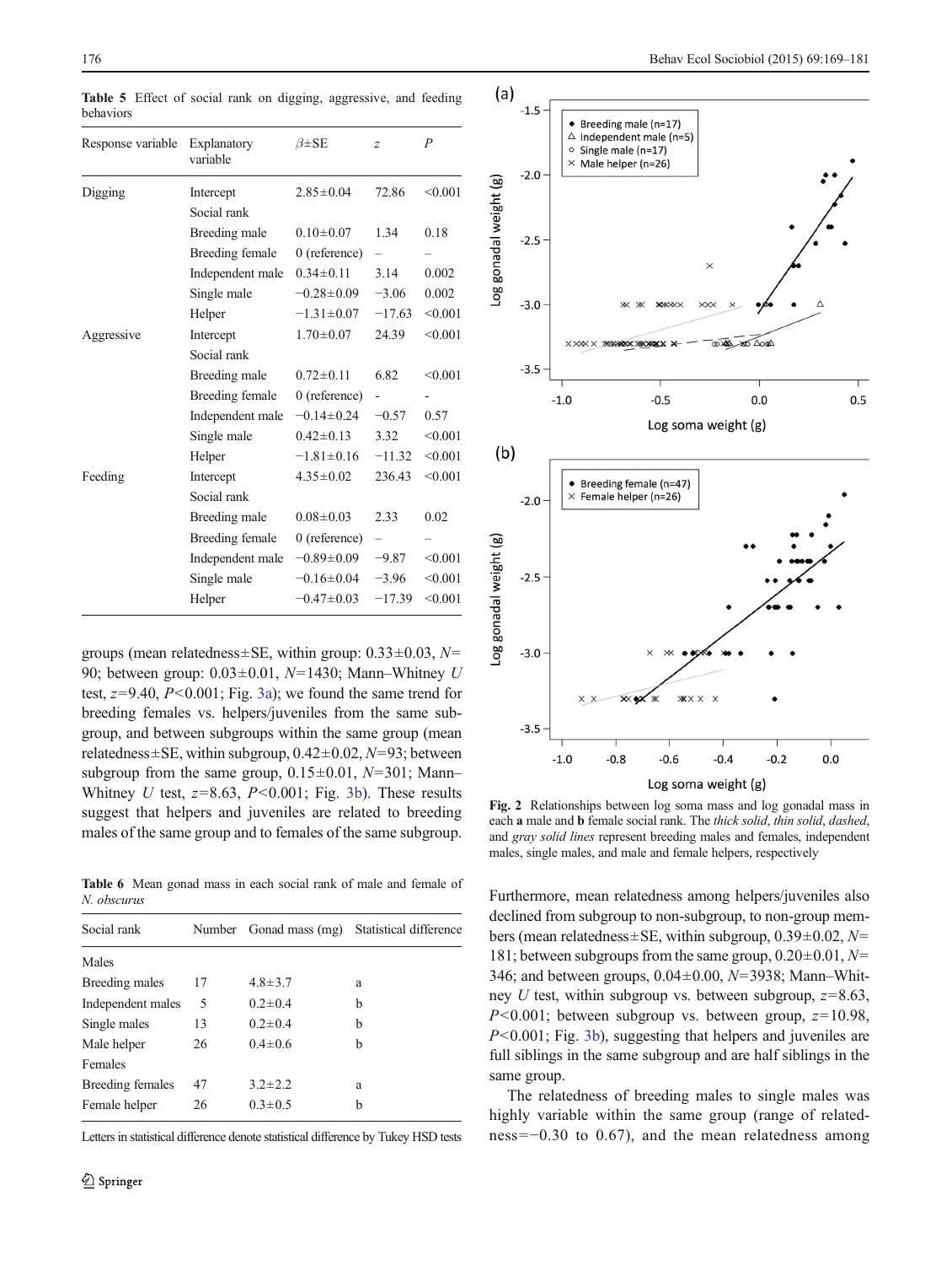**Table 5** Effect of social rank on digging, aggressive, and feeding behaviors

| Response variable | Explanatory variable | $\beta$±SE | $z$ | $P$ |
|---|---|---|---|---|
| Digging | Intercept | 2.85±0.04 | 72.86 | <0.001 |
| | Social rank | | | |
| | Breeding male | 0.10±0.07 | 1.34 | 0.18 |
| | Breeding female | 0 (reference) | – | – |
| | Independent male | 0.34±0.11 | 3.14 | 0.002 |
| | Single male | −0.28±0.09 | −3.06 | 0.002 |
| | Helper | −1.31±0.07 | −17.63 | <0.001 |
| Aggressive | Intercept | 1.70±0.07 | 24.39 | <0.001 |
| | Social rank | | | |
| | Breeding male | 0.72±0.11 | 6.82 | <0.001 |
| | Breeding female | 0 (reference) | - | - |
| | Independent male | −0.14±0.24 | −0.57 | 0.57 |
| | Single male | 0.42±0.13 | 3.32 | <0.001 |
| | Helper | −1.81±0.16 | −11.32 | <0.001 |
| Feeding | Intercept | 4.35±0.02 | 236.43 | <0.001 |
| | Social rank | | | |
| | Breeding male | 0.08±0.03 | 2.33 | 0.02 |
| | Breeding female | 0 (reference) | – | – |
| | Independent male | −0.89±0.09 | −9.87 | <0.001 |
| | Single male | −0.16±0.04 | −3.96 | <0.001 |
| | Helper | −0.47±0.03 | −17.39 | <0.001 |

groups (mean relatedness±SE, within group: 0.33±0.03, $N$=90; between group: 0.03±0.01, $N$=1430; Mann–Whitney $U$ test, $z$=9.40, $P$<0.001; Fig. 3a); we found the same trend for breeding females vs. helpers/juveniles from the same subgroup, and between subgroups within the same group (mean relatedness±SE, within subgroup, 0.42±0.02, $N$=93; between subgroup from the same group, 0.15±0.01, $N$=301; Mann–Whitney $U$ test, $z$=8.63, $P$<0.001; Fig. 3b). These results suggest that helpers and juveniles are related to breeding males of the same group and to females of the same subgroup.

**Table 6** Mean gonad mass in each social rank of male and female of *N. obscurus*

| Social rank | Number | Gonad mass (mg) | Statistical difference |
|---|---|---|---|
| Males | | | |
| Breeding males | 17 | 4.8±3.7 | a |
| Independent males | 5 | 0.2±0.4 | b |
| Single males | 13 | 0.2±0.4 | b |
| Male helper | 26 | 0.4±0.6 | b |
| Females | | | |
| Breeding females | 47 | 3.2±2.2 | a |
| Female helper | 26 | 0.3±0.5 | b |

Letters in statistical difference denote statistical difference by Tukey HSD tests

**Fig. 2** Relationships between log soma mass and log gonadal mass in each **a** male and **b** female social rank. The *thick solid*, *thin solid*, *dashed*, and *gray solid lines* represent breeding males and females, independent males, single males, and male and female helpers, respectively

Furthermore, mean relatedness among helpers/juveniles also declined from subgroup to non-subgroup, to non-group members (mean relatedness±SE, within subgroup, 0.39±0.02, $N$=181; between subgroups from the same group, 0.20±0.01, $N$=346; and between groups, 0.04±0.00, $N$=3938; Mann–Whitney $U$ test, within subgroup vs. between subgroup, $z$=8.63, $P$<0.001; between subgroup vs. between group, $z$=10.98, $P$<0.001; Fig. 3b), suggesting that helpers and juveniles are full siblings in the same subgroup and are half siblings in the same group.

The relatedness of breeding males to single males was highly variable within the same group (range of relatedness=−0.30 to 0.67), and the mean relatedness among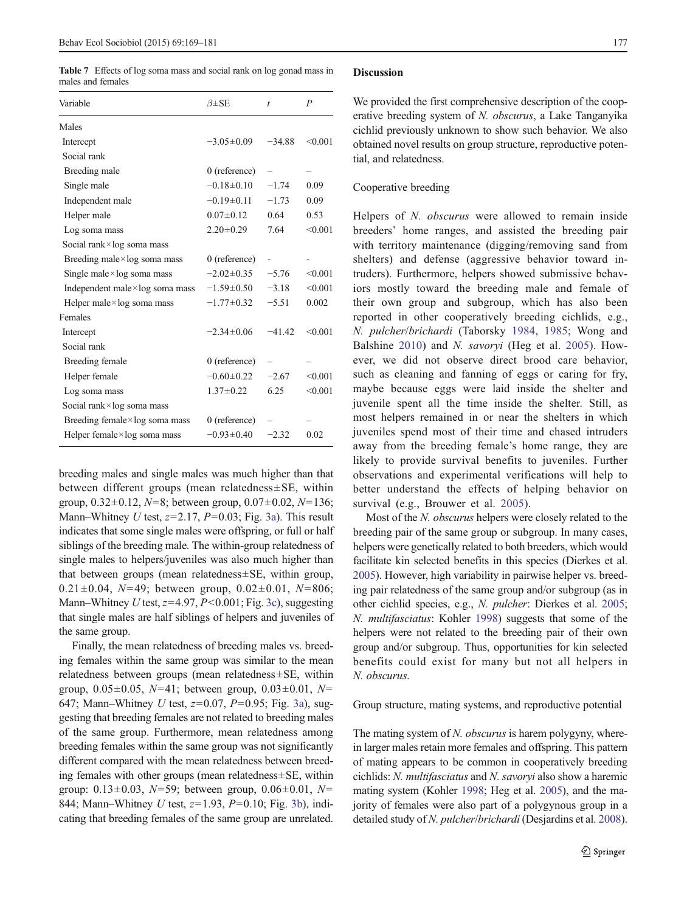**Table 7** Effects of log soma mass and social rank on log gonad mass in males and females

| Variable | β±SE | *t* | *P* |
|---|---|---|---|
| Males | | | |
| Intercept | −3.05±0.09 | −34.88 | <0.001 |
| Social rank | | | |
| Breeding male | 0 (reference) | – | – |
| Single male | −0.18±0.10 | −1.74 | 0.09 |
| Independent male | −0.19±0.11 | −1.73 | 0.09 |
| Helper male | 0.07±0.12 | 0.64 | 0.53 |
| Log soma mass | 2.20±0.29 | 7.64 | <0.001 |
| Social rank×log soma mass | | | |
| Breeding male×log soma mass | 0 (reference) | - | - |
| Single male×log soma mass | −2.02±0.35 | −5.76 | <0.001 |
| Independent male×log soma mass | −1.59±0.50 | −3.18 | <0.001 |
| Helper male×log soma mass | −1.77±0.32 | −5.51 | 0.002 |
| Females | | | |
| Intercept | −2.34±0.06 | −41.42 | <0.001 |
| Social rank | | | |
| Breeding female | 0 (reference) | – | – |
| Helper female | −0.60±0.22 | −2.67 | <0.001 |
| Log soma mass | 1.37±0.22 | 6.25 | <0.001 |
| Social rank×log soma mass | | | |
| Breeding female×log soma mass | 0 (reference) | – | – |
| Helper female×log soma mass | −0.93±0.40 | −2.32 | 0.02 |

breeding males and single males was much higher than that between different groups (mean relatedness±SE, within group, 0.32±0.12, $N$=8; between group, 0.07±0.02, $N$=136; Mann–Whitney $U$ test, $z$=2.17, $P$=0.03; Fig. 3a). This result indicates that some single males were offspring, or full or half siblings of the breeding male. The within-group relatedness of single males to helpers/juveniles was also much higher than that between groups (mean relatedness±SE, within group, 0.21±0.04, $N$=49; between group, 0.02±0.01, $N$=806; Mann–Whitney $U$ test, $z$=4.97, $P$<0.001; Fig. 3c), suggesting that single males are half siblings of helpers and juveniles of the same group.

Finally, the mean relatedness of breeding males vs. breeding females within the same group was similar to the mean relatedness between groups (mean relatedness±SE, within group, 0.05±0.05, $N$=41; between group, 0.03±0.01, $N$=647; Mann–Whitney $U$ test, $z$=0.07, $P$=0.95; Fig. 3a), suggesting that breeding males are not related to breeding females of the same group. Furthermore, mean relatedness among breeding females within the same group was not significantly different compared with the mean relatedness between breeding females with other groups (mean relatedness±SE, within group: 0.13±0.03, $N$=59; between group, 0.06±0.01, $N$=844; Mann–Whitney $U$ test, $z$=1.93, $P$=0.10; Fig. 3b), indicating that breeding females of the same group are unrelated.

## Discussion

We provided the first comprehensive description of the cooperative breeding system of *N. obscurus*, a Lake Tanganyika cichlid previously unknown to show such behavior. We also obtained novel results on group structure, reproductive potential, and relatedness.

### Cooperative breeding

Helpers of *N. obscurus* were allowed to remain inside breeders' home ranges, and assisted the breeding pair with territory maintenance (digging/removing sand from shelters) and defense (aggressive behavior toward intruders). Furthermore, helpers showed submissive behaviors mostly toward the breeding male and female of their own group and subgroup, which has also been reported in other cooperatively breeding cichlids, e.g., *N. pulcher*/*brichardi* (Taborsky 1984, 1985; Wong and Balshine 2010) and *N. savoryi* (Heg et al. 2005). However, we did not observe direct brood care behavior, such as cleaning and fanning of eggs or caring for fry, maybe because eggs were laid inside the shelter and juvenile spent all the time inside the shelter. Still, as most helpers remained in or near the shelters in which juveniles spend most of their time and chased intruders away from the breeding female's home range, they are likely to provide survival benefits to juveniles. Further observations and experimental verifications will help to better understand the effects of helping behavior on survival (e.g., Brouwer et al. 2005).

Most of the *N. obscurus* helpers were closely related to the breeding pair of the same group or subgroup. In many cases, helpers were genetically related to both breeders, which would facilitate kin selected benefits in this species (Dierkes et al. 2005). However, high variability in pairwise helper vs. breeding pair relatedness of the same group and/or subgroup (as in other cichlid species, e.g., *N. pulcher*: Dierkes et al. 2005; *N. multifasciatus*: Kohler 1998) suggests that some of the helpers were not related to the breeding pair of their own group and/or subgroup. Thus, opportunities for kin selected benefits could exist for many but not all helpers in *N. obscurus*.

### Group structure, mating systems, and reproductive potential

The mating system of *N. obscurus* is harem polygyny, wherein larger males retain more females and offspring. This pattern of mating appears to be common in cooperatively breeding cichlids: *N. multifasciatus* and *N. savoryi* also show a haremic mating system (Kohler 1998; Heg et al. 2005), and the majority of females were also part of a polygynous group in a detailed study of *N. pulcher*/*brichardi* (Desjardins et al. 2008).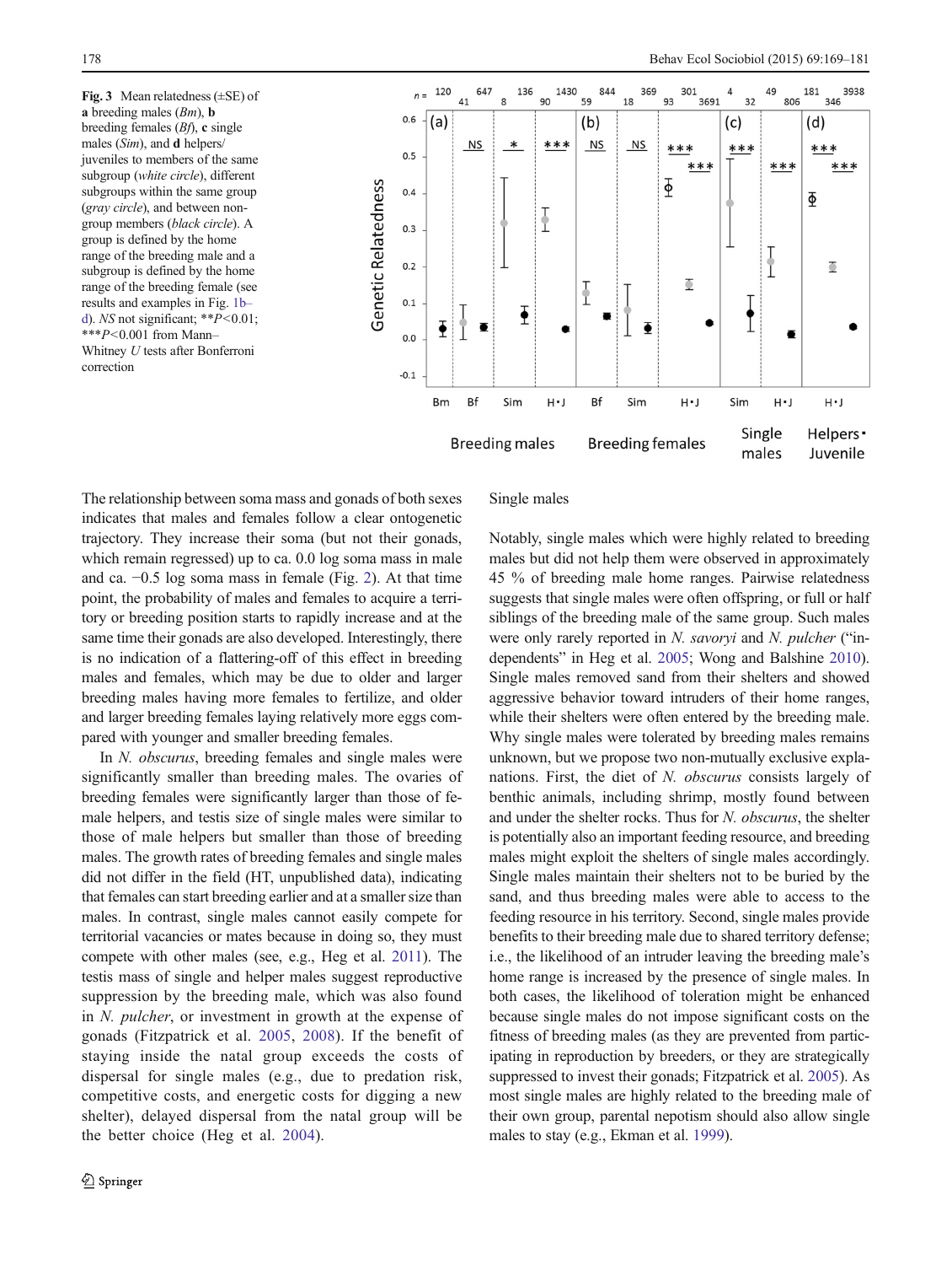**Fig. 3** Mean relatedness (±SE) of **a** breeding males (*Bm*), **b** breeding females (*Bf*), **c** single males (*Sim*), and **d** helpers/juveniles to members of the same subgroup (*white circle*), different subgroups within the same group (*gray circle*), and between non-group members (*black circle*). A group is defined by the home range of the breeding male and a subgroup is defined by the home range of the breeding female (see results and examples in Fig. 1b–d). *NS* not significant; \*\*$P<0.01$; \*\*\*$P<0.001$ from Mann–Whitney *U* tests after Bonferroni correction

The relationship between soma mass and gonads of both sexes indicates that males and females follow a clear ontogenetic trajectory. They increase their soma (but not their gonads, which remain regressed) up to ca. 0.0 log soma mass in male and ca. −0.5 log soma mass in female (Fig. 2). At that time point, the probability of males and females to acquire a territory or breeding position starts to rapidly increase and at the same time their gonads are also developed. Interestingly, there is no indication of a flattering-off of this effect in breeding males and females, which may be due to older and larger breeding males having more females to fertilize, and older and larger breeding females laying relatively more eggs compared with younger and smaller breeding females.

In *N. obscurus*, breeding females and single males were significantly smaller than breeding males. The ovaries of breeding females were significantly larger than those of female helpers, and testis size of single males were similar to those of male helpers but smaller than those of breeding males. The growth rates of breeding females and single males did not differ in the field (HT, unpublished data), indicating that females can start breeding earlier and at a smaller size than males. In contrast, single males cannot easily compete for territorial vacancies or mates because in doing so, they must compete with other males (see, e.g., Heg et al. 2011). The testis mass of single and helper males suggest reproductive suppression by the breeding male, which was also found in *N. pulcher*, or investment in growth at the expense of gonads (Fitzpatrick et al. 2005, 2008). If the benefit of staying inside the natal group exceeds the costs of dispersal for single males (e.g., due to predation risk, competitive costs, and energetic costs for digging a new shelter), delayed dispersal from the natal group will be the better choice (Heg et al. 2004).

### Single males

Notably, single males which were highly related to breeding males but did not help them were observed in approximately 45 % of breeding male home ranges. Pairwise relatedness suggests that single males were often offspring, or full or half siblings of the breeding male of the same group. Such males were only rarely reported in *N. savoryi* and *N. pulcher* ("independents" in Heg et al. 2005; Wong and Balshine 2010). Single males removed sand from their shelters and showed aggressive behavior toward intruders of their home ranges, while their shelters were often entered by the breeding male. Why single males were tolerated by breeding males remains unknown, but we propose two non-mutually exclusive explanations. First, the diet of *N. obscurus* consists largely of benthic animals, including shrimp, mostly found between and under the shelter rocks. Thus for *N. obscurus*, the shelter is potentially also an important feeding resource, and breeding males might exploit the shelters of single males accordingly. Single males maintain their shelters not to be buried by the sand, and thus breeding males were able to access to the feeding resource in his territory. Second, single males provide benefits to their breeding male due to shared territory defense; i.e., the likelihood of an intruder leaving the breeding male's home range is increased by the presence of single males. In both cases, the likelihood of toleration might be enhanced because single males do not impose significant costs on the fitness of breeding males (as they are prevented from participating in reproduction by breeders, or they are strategically suppressed to invest their gonads; Fitzpatrick et al. 2005). As most single males are highly related to the breeding male of their own group, parental nepotism should also allow single males to stay (e.g., Ekman et al. 1999).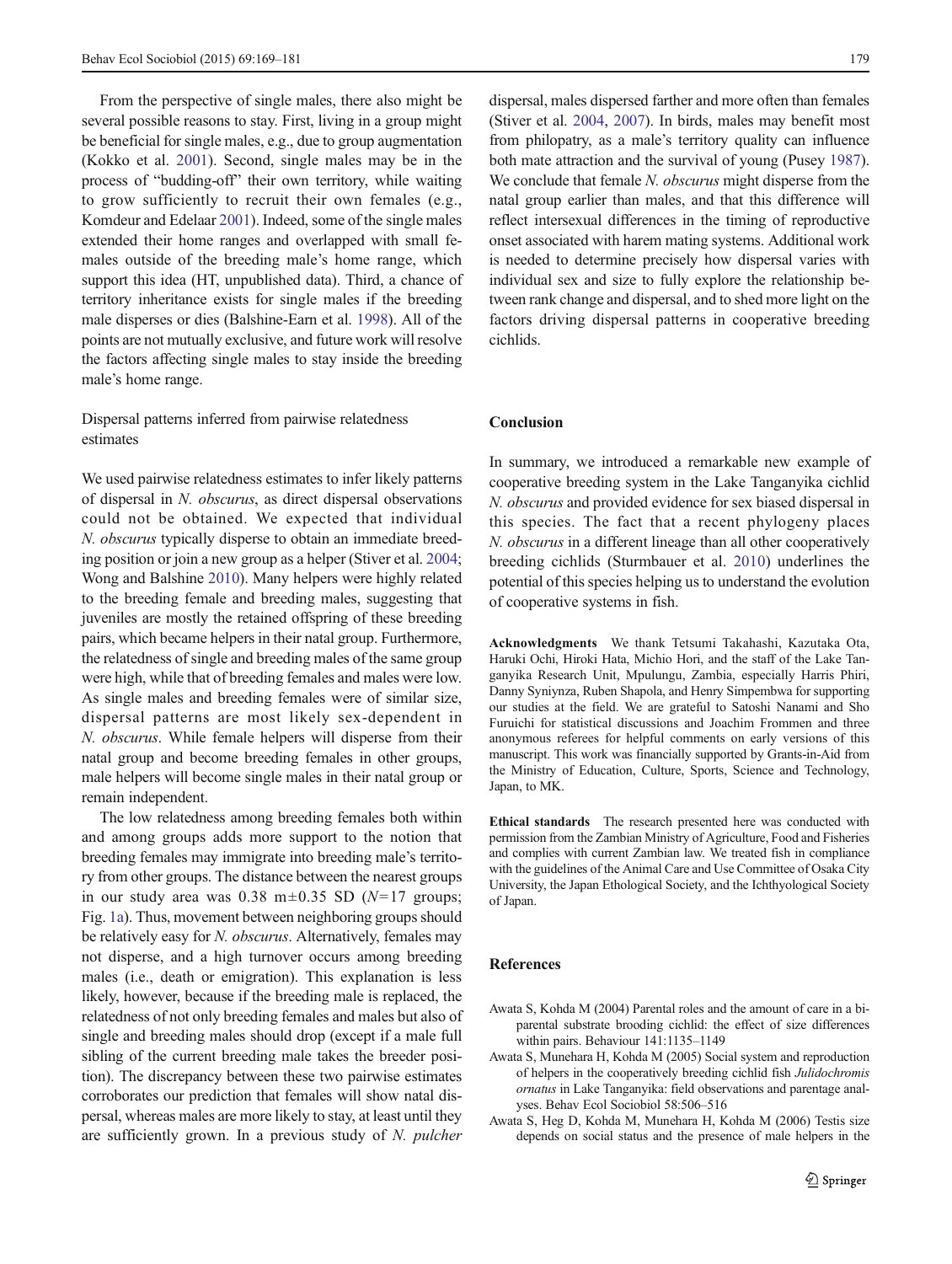From the perspective of single males, there also might be several possible reasons to stay. First, living in a group might be beneficial for single males, e.g., due to group augmentation (Kokko et al. 2001). Second, single males may be in the process of "budding-off" their own territory, while waiting to grow sufficiently to recruit their own females (e.g., Komdeur and Edelaar 2001). Indeed, some of the single males extended their home ranges and overlapped with small females outside of the breeding male's home range, which support this idea (HT, unpublished data). Third, a chance of territory inheritance exists for single males if the breeding male disperses or dies (Balshine-Earn et al. 1998). All of the points are not mutually exclusive, and future work will resolve the factors affecting single males to stay inside the breeding male's home range.

### Dispersal patterns inferred from pairwise relatedness estimates

We used pairwise relatedness estimates to infer likely patterns of dispersal in *N. obscurus*, as direct dispersal observations could not be obtained. We expected that individual *N. obscurus* typically disperse to obtain an immediate breeding position or join a new group as a helper (Stiver et al. 2004; Wong and Balshine 2010). Many helpers were highly related to the breeding female and breeding males, suggesting that juveniles are mostly the retained offspring of these breeding pairs, which became helpers in their natal group. Furthermore, the relatedness of single and breeding males of the same group were high, while that of breeding females and males were low. As single males and breeding females were of similar size, dispersal patterns are most likely sex-dependent in *N. obscurus*. While female helpers will disperse from their natal group and become breeding females in other groups, male helpers will become single males in their natal group or remain independent.

The low relatedness among breeding females both within and among groups adds more support to the notion that breeding females may immigrate into breeding male's territory from other groups. The distance between the nearest groups in our study area was 0.38 m±0.35 SD ($N$=17 groups; Fig. 1a). Thus, movement between neighboring groups should be relatively easy for *N. obscurus*. Alternatively, females may not disperse, and a high turnover occurs among breeding males (i.e., death or emigration). This explanation is less likely, however, because if the breeding male is replaced, the relatedness of not only breeding females and males but also of single and breeding males should drop (except if a male full sibling of the current breeding male takes the breeder position). The discrepancy between these two pairwise estimates corroborates our prediction that females will show natal dispersal, whereas males are more likely to stay, at least until they are sufficiently grown. In a previous study of *N. pulcher* dispersal, males dispersed farther and more often than females (Stiver et al. 2004, 2007). In birds, males may benefit most from philopatry, as a male's territory quality can influence both mate attraction and the survival of young (Pusey 1987). We conclude that female *N. obscurus* might disperse from the natal group earlier than males, and that this difference will reflect intersexual differences in the timing of reproductive onset associated with harem mating systems. Additional work is needed to determine precisely how dispersal varies with individual sex and size to fully explore the relationship between rank change and dispersal, and to shed more light on the factors driving dispersal patterns in cooperative breeding cichlids.

## Conclusion

In summary, we introduced a remarkable new example of cooperative breeding system in the Lake Tanganyika cichlid *N. obscurus* and provided evidence for sex biased dispersal in this species. The fact that a recent phylogeny places *N. obscurus* in a different lineage than all other cooperatively breeding cichlids (Sturmbauer et al. 2010) underlines the potential of this species helping us to understand the evolution of cooperative systems in fish.

**Acknowledgments** We thank Tetsumi Takahashi, Kazutaka Ota, Haruki Ochi, Hiroki Hata, Michio Hori, and the staff of the Lake Tanganyika Research Unit, Mpulungu, Zambia, especially Harris Phiri, Danny Syniynza, Ruben Shapola, and Henry Simpembwa for supporting our studies at the field. We are grateful to Satoshi Nanami and Sho Furuichi for statistical discussions and Joachim Frommen and three anonymous referees for helpful comments on early versions of this manuscript. This work was financially supported by Grants-in-Aid from the Ministry of Education, Culture, Sports, Science and Technology, Japan, to MK.

**Ethical standards** The research presented here was conducted with permission from the Zambian Ministry of Agriculture, Food and Fisheries and complies with current Zambian law. We treated fish in compliance with the guidelines of the Animal Care and Use Committee of Osaka City University, the Japan Ethological Society, and the Ichthyological Society of Japan.

## References

Awata S, Kohda M (2004) Parental roles and the amount of care in a biparental substrate brooding cichlid: the effect of size differences within pairs. Behaviour 141:1135–1149

Awata S, Munehara H, Kohda M (2005) Social system and reproduction of helpers in the cooperatively breeding cichlid fish *Julidochromis ornatus* in Lake Tanganyika: field observations and parentage analyses. Behav Ecol Sociobiol 58:506–516

Awata S, Heg D, Kohda M, Munehara H, Kohda M (2006) Testis size depends on social status and the presence of male helpers in the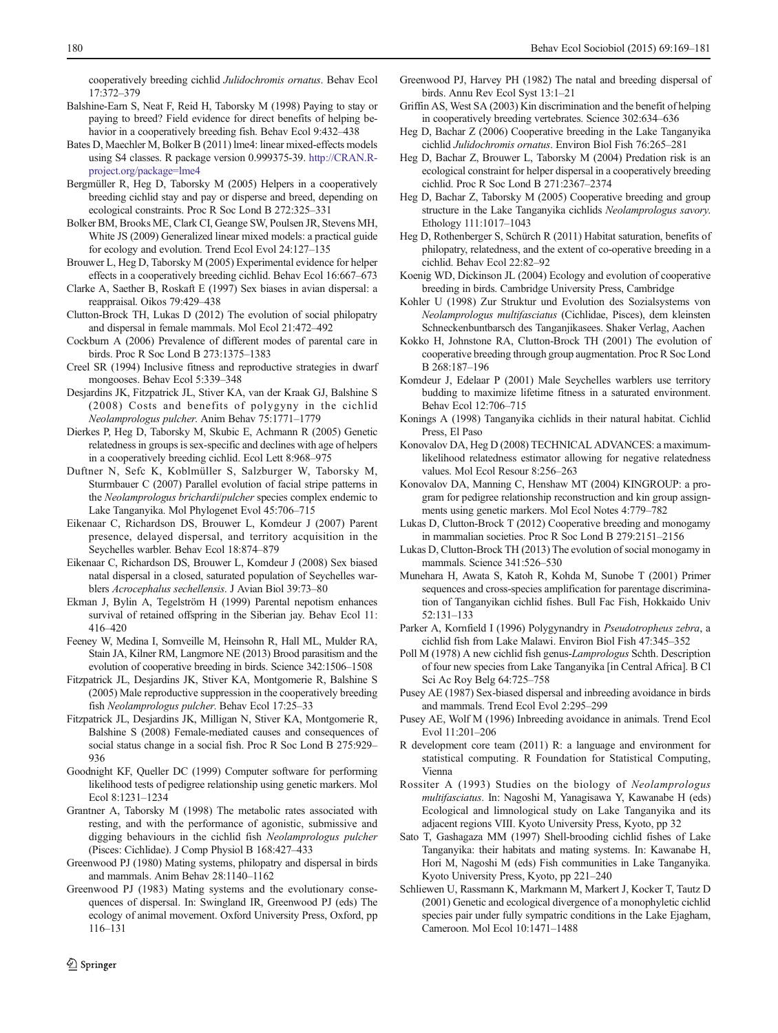cooperatively breeding cichlid *Julidochromis ornatus*. Behav Ecol 17:372–379

Balshine-Earn S, Neat F, Reid H, Taborsky M (1998) Paying to stay or paying to breed? Field evidence for direct benefits of helping behavior in a cooperatively breeding fish. Behav Ecol 9:432–438

Bates D, Maechler M, Bolker B (2011) lme4: linear mixed-effects models using S4 classes. R package version 0.999375-39. http://CRAN.R-project.org/package=lme4

Bergmüller R, Heg D, Taborsky M (2005) Helpers in a cooperatively breeding cichlid stay and pay or disperse and breed, depending on ecological constraints. Proc R Soc Lond B 272:325–331

Bolker BM, Brooks ME, Clark CI, Geange SW, Poulsen JR, Stevens MH, White JS (2009) Generalized linear mixed models: a practical guide for ecology and evolution. Trend Ecol Evol 24:127–135

Brouwer L, Heg D, Taborsky M (2005) Experimental evidence for helper effects in a cooperatively breeding cichlid. Behav Ecol 16:667–673

Clarke A, Saether B, Roskaft E (1997) Sex biases in avian dispersal: a reappraisal. Oikos 79:429–438

Clutton-Brock TH, Lukas D (2012) The evolution of social philopatry and dispersal in female mammals. Mol Ecol 21:472–492

Cockburn A (2006) Prevalence of different modes of parental care in birds. Proc R Soc Lond B 273:1375–1383

Creel SR (1994) Inclusive fitness and reproductive strategies in dwarf mongooses. Behav Ecol 5:339–348

Desjardins JK, Fitzpatrick JL, Stiver KA, van der Kraak GJ, Balshine S (2008) Costs and benefits of polygyny in the cichlid *Neolamprologus pulcher*. Anim Behav 75:1771–1779

Dierkes P, Heg D, Taborsky M, Skubic E, Achmann R (2005) Genetic relatedness in groups is sex-specific and declines with age of helpers in a cooperatively breeding cichlid. Ecol Lett 8:968–975

Duftner N, Sefc K, Koblmüller S, Salzburger W, Taborsky M, Sturmbauer C (2007) Parallel evolution of facial stripe patterns in the *Neolamprologus brichardi*/*pulcher* species complex endemic to Lake Tanganyika. Mol Phylogenet Evol 45:706–715

Eikenaar C, Richardson DS, Brouwer L, Komdeur J (2007) Parent presence, delayed dispersal, and territory acquisition in the Seychelles warbler. Behav Ecol 18:874–879

Eikenaar C, Richardson DS, Brouwer L, Komdeur J (2008) Sex biased natal dispersal in a closed, saturated population of Seychelles warblers *Acrocephalus sechellensis*. J Avian Biol 39:73–80

Ekman J, Bylin A, Tegelström H (1999) Parental nepotism enhances survival of retained offspring in the Siberian jay. Behav Ecol 11: 416–420

Feeney W, Medina I, Somveille M, Heinsohn R, Hall ML, Mulder RA, Stain JA, Kilner RM, Langmore NE (2013) Brood parasitism and the evolution of cooperative breeding in birds. Science 342:1506–1508

Fitzpatrick JL, Desjardins JK, Stiver KA, Montgomerie R, Balshine S (2005) Male reproductive suppression in the cooperatively breeding fish *Neolamprologus pulcher*. Behav Ecol 17:25–33

Fitzpatrick JL, Desjardins JK, Milligan N, Stiver KA, Montgomerie R, Balshine S (2008) Female-mediated causes and consequences of social status change in a social fish. Proc R Soc Lond B 275:929–936

Goodnight KF, Queller DC (1999) Computer software for performing likelihood tests of pedigree relationship using genetic markers. Mol Ecol 8:1231–1234

Grantner A, Taborsky M (1998) The metabolic rates associated with resting, and with the performance of agonistic, submissive and digging behaviours in the cichlid fish *Neolamprologus pulcher* (Pisces: Cichlidae). J Comp Physiol B 168:427–433

Greenwood PJ (1980) Mating systems, philopatry and dispersal in birds and mammals. Anim Behav 28:1140–1162

Greenwood PJ (1983) Mating systems and the evolutionary consequences of dispersal. In: Swingland IR, Greenwood PJ (eds) The ecology of animal movement. Oxford University Press, Oxford, pp 116–131

Greenwood PJ, Harvey PH (1982) The natal and breeding dispersal of birds. Annu Rev Ecol Syst 13:1–21

Griffin AS, West SA (2003) Kin discrimination and the benefit of helping in cooperatively breeding vertebrates. Science 302:634–636

Heg D, Bachar Z (2006) Cooperative breeding in the Lake Tanganyika cichlid *Julidochromis ornatus*. Environ Biol Fish 76:265–281

Heg D, Bachar Z, Brouwer L, Taborsky M (2004) Predation risk is an ecological constraint for helper dispersal in a cooperatively breeding cichlid. Proc R Soc Lond B 271:2367–2374

Heg D, Bachar Z, Taborsky M (2005) Cooperative breeding and group structure in the Lake Tanganyika cichlids *Neolamprologus savory*. Ethology 111:1017–1043

Heg D, Rothenberger S, Schürch R (2011) Habitat saturation, benefits of philopatry, relatedness, and the extent of co-operative breeding in a cichlid. Behav Ecol 22:82–92

Koenig WD, Dickinson JL (2004) Ecology and evolution of cooperative breeding in birds. Cambridge University Press, Cambridge

Kohler U (1998) Zur Struktur und Evolution des Sozialsystems von *Neolamprologus multifasciatus* (Cichlidae, Pisces), dem kleinsten Schneckenbuntbarsch des Tanganjikasees. Shaker Verlag, Aachen

Kokko H, Johnstone RA, Clutton-Brock TH (2001) The evolution of cooperative breeding through group augmentation. Proc R Soc Lond B 268:187–196

Komdeur J, Edelaar P (2001) Male Seychelles warblers use territory budding to maximize lifetime fitness in a saturated environment. Behav Ecol 12:706–715

Konings A (1998) Tanganyika cichlids in their natural habitat. Cichlid Press, El Paso

Konovalov DA, Heg D (2008) TECHNICAL ADVANCES: a maximum-likelihood relatedness estimator allowing for negative relatedness values. Mol Ecol Resour 8:256–263

Konovalov DA, Manning C, Henshaw MT (2004) KINGROUP: a program for pedigree relationship reconstruction and kin group assignments using genetic markers. Mol Ecol Notes 4:779–782

Lukas D, Clutton-Brock T (2012) Cooperative breeding and monogamy in mammalian societies. Proc R Soc Lond B 279:2151–2156

Lukas D, Clutton-Brock TH (2013) The evolution of social monogamy in mammals. Science 341:526–530

Munehara H, Awata S, Katoh R, Kohda M, Sunobe T (2001) Primer sequences and cross-species amplification for parentage discrimination of Tanganyikan cichlid fishes. Bull Fac Fish, Hokkaido Univ 52:131–133

Parker A, Kornfield I (1996) Polygynandry in *Pseudotropheus zebra*, a cichlid fish from Lake Malawi. Environ Biol Fish 47:345–352

Poll M (1978) A new cichlid fish genus-*Lamprologus* Schth. Description of four new species from Lake Tanganyika [in Central Africa]. B Cl Sci Ac Roy Belg 64:725–758

Pusey AE (1987) Sex-biased dispersal and inbreeding avoidance in birds and mammals. Trend Ecol Evol 2:295–299

Pusey AE, Wolf M (1996) Inbreeding avoidance in animals. Trend Ecol Evol 11:201–206

R development core team (2011) R: a language and environment for statistical computing. R Foundation for Statistical Computing, Vienna

Rossiter A (1993) Studies on the biology of *Neolamprologus multifasciatus*. In: Nagoshi M, Yanagisawa Y, Kawanabe H (eds) Ecological and limnological study on Lake Tanganyika and its adjacent regions VIII. Kyoto University Press, Kyoto, pp 32

Sato T, Gashagaza MM (1997) Shell-brooding cichlid fishes of Lake Tanganyika: their habitats and mating systems. In: Kawanabe H, Hori M, Nagoshi M (eds) Fish communities in Lake Tanganyika. Kyoto University Press, Kyoto, pp 221–240

Schliewen U, Rassmann K, Markmann M, Markert J, Kocker T, Tautz D (2001) Genetic and ecological divergence of a monophyletic cichlid species pair under fully sympatric conditions in the Lake Ejagham, Cameroon. Mol Ecol 10:1471–1488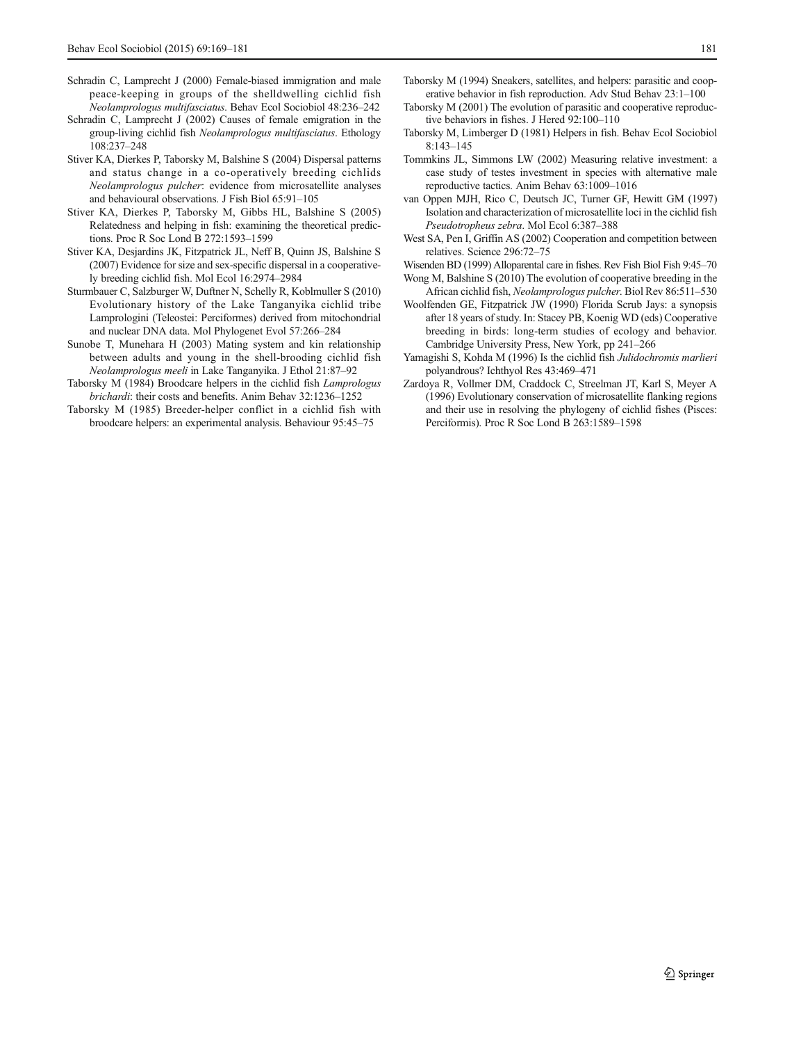Schradin C, Lamprecht J (2000) Female-biased immigration and male peace-keeping in groups of the shelldwelling cichlid fish *Neolamprologus multifasciatus*. Behav Ecol Sociobiol 48:236–242

Schradin C, Lamprecht J (2002) Causes of female emigration in the group-living cichlid fish *Neolamprologus multifasciatus*. Ethology 108:237–248

Stiver KA, Dierkes P, Taborsky M, Balshine S (2004) Dispersal patterns and status change in a co-operatively breeding cichlids *Neolamprologus pulcher*: evidence from microsatellite analyses and behavioural observations. J Fish Biol 65:91–105

Stiver KA, Dierkes P, Taborsky M, Gibbs HL, Balshine S (2005) Relatedness and helping in fish: examining the theoretical predictions. Proc R Soc Lond B 272:1593–1599

Stiver KA, Desjardins JK, Fitzpatrick JL, Neff B, Quinn JS, Balshine S (2007) Evidence for size and sex-specific dispersal in a cooperatively breeding cichlid fish. Mol Ecol 16:2974–2984

Sturmbauer C, Salzburger W, Duftner N, Schelly R, Koblmuller S (2010) Evolutionary history of the Lake Tanganyika cichlid tribe Lamprologini (Teleostei: Perciformes) derived from mitochondrial and nuclear DNA data. Mol Phylogenet Evol 57:266–284

Sunobe T, Munehara H (2003) Mating system and kin relationship between adults and young in the shell-brooding cichlid fish *Neolamprologus meeli* in Lake Tanganyika. J Ethol 21:87–92

Taborsky M (1984) Broodcare helpers in the cichlid fish *Lamprologus brichardi*: their costs and benefits. Anim Behav 32:1236–1252

Taborsky M (1985) Breeder-helper conflict in a cichlid fish with broodcare helpers: an experimental analysis. Behaviour 95:45–75

Taborsky M (1994) Sneakers, satellites, and helpers: parasitic and cooperative behavior in fish reproduction. Adv Stud Behav 23:1–100

Taborsky M (2001) The evolution of parasitic and cooperative reproductive behaviors in fishes. J Hered 92:100–110

Taborsky M, Limberger D (1981) Helpers in fish. Behav Ecol Sociobiol 8:143–145

Tommkins JL, Simmons LW (2002) Measuring relative investment: a case study of testes investment in species with alternative male reproductive tactics. Anim Behav 63:1009–1016

van Oppen MJH, Rico C, Deutsch JC, Turner GF, Hewitt GM (1997) Isolation and characterization of microsatellite loci in the cichlid fish *Pseudotropheus zebra*. Mol Ecol 6:387–388

West SA, Pen I, Griffin AS (2002) Cooperation and competition between relatives. Science 296:72–75

Wisenden BD (1999) Alloparental care in fishes. Rev Fish Biol Fish 9:45–70

Wong M, Balshine S (2010) The evolution of cooperative breeding in the African cichlid fish, *Neolamprologus pulcher*. Biol Rev 86:511–530

Woolfenden GE, Fitzpatrick JW (1990) Florida Scrub Jays: a synopsis after 18 years of study. In: Stacey PB, Koenig WD (eds) Cooperative breeding in birds: long-term studies of ecology and behavior. Cambridge University Press, New York, pp 241–266

Yamagishi S, Kohda M (1996) Is the cichlid fish *Julidochromis marlieri* polyandrous? Ichthyol Res 43:469–471

Zardoya R, Vollmer DM, Craddock C, Streelman JT, Karl S, Meyer A (1996) Evolutionary conservation of microsatellite flanking regions and their use in resolving the phylogeny of cichlid fishes (Pisces: Perciformis). Proc R Soc Lond B 263:1589–1598